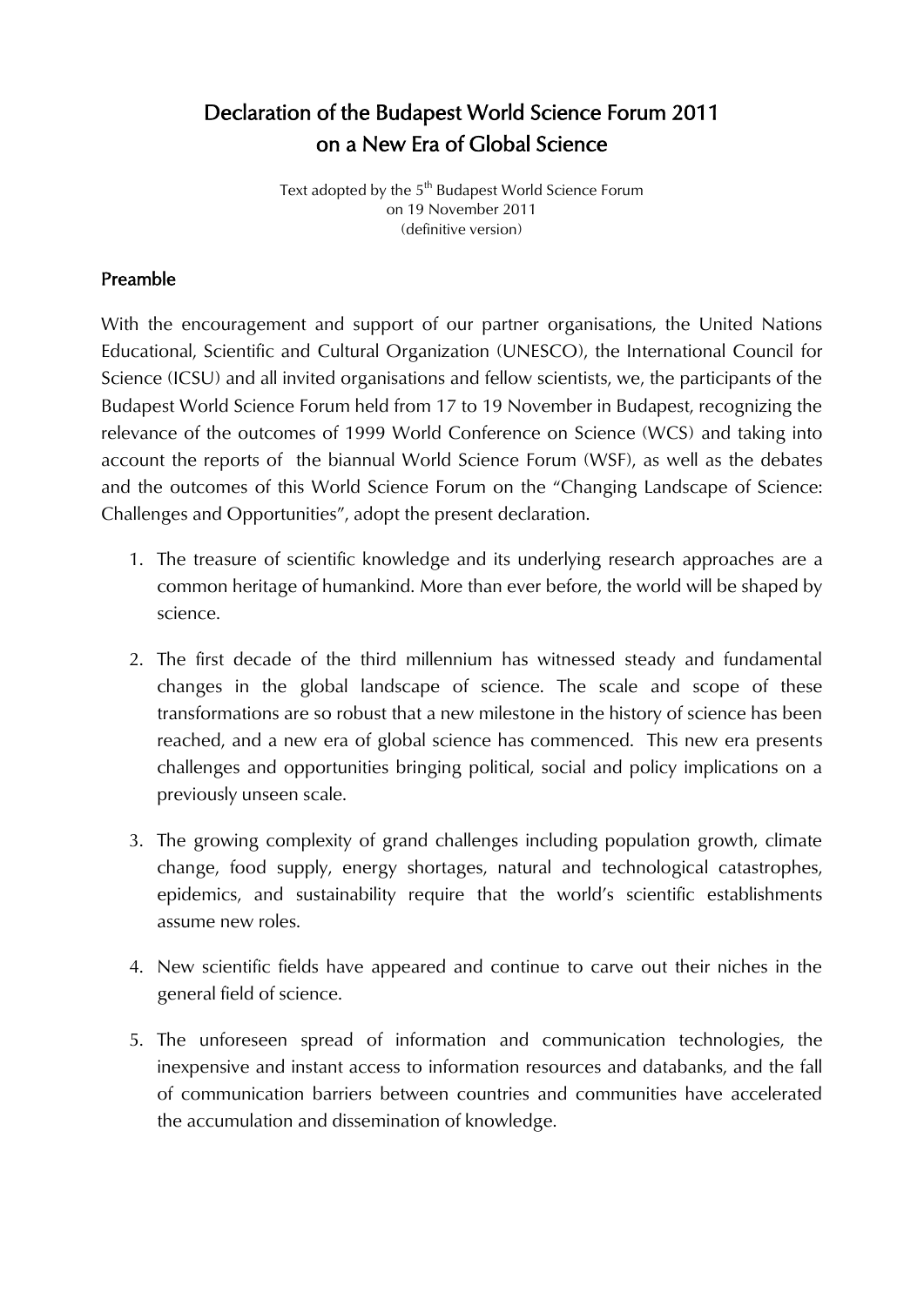# Declaration of the Budapest World Science Forum 2011 on a New Era of Global Science

Text adopted by the 5th Budapest World Science Forum
on 19 November 2011
(definitive version)

## Preamble

With the encouragement and support of our partner organisations, the United Nations Educational, Scientific and Cultural Organization (UNESCO), the International Council for Science (ICSU) and all invited organisations and fellow scientists, we, the participants of the Budapest World Science Forum held from 17 to 19 November in Budapest, recognizing the relevance of the outcomes of 1999 World Conference on Science (WCS) and taking into account the reports of the biannual World Science Forum (WSF), as well as the debates and the outcomes of this World Science Forum on the "Changing Landscape of Science: Challenges and Opportunities", adopt the present declaration.

1. The treasure of scientific knowledge and its underlying research approaches are a common heritage of humankind. More than ever before, the world will be shaped by science.
2. The first decade of the third millennium has witnessed steady and fundamental changes in the global landscape of science. The scale and scope of these transformations are so robust that a new milestone in the history of science has been reached, and a new era of global science has commenced. This new era presents challenges and opportunities bringing political, social and policy implications on a previously unseen scale.
3. The growing complexity of grand challenges including population growth, climate change, food supply, energy shortages, natural and technological catastrophes, epidemics, and sustainability require that the world's scientific establishments assume new roles.
4. New scientific fields have appeared and continue to carve out their niches in the general field of science.
5. The unforeseen spread of information and communication technologies, the inexpensive and instant access to information resources and databanks, and the fall of communication barriers between countries and communities have accelerated the accumulation and dissemination of knowledge.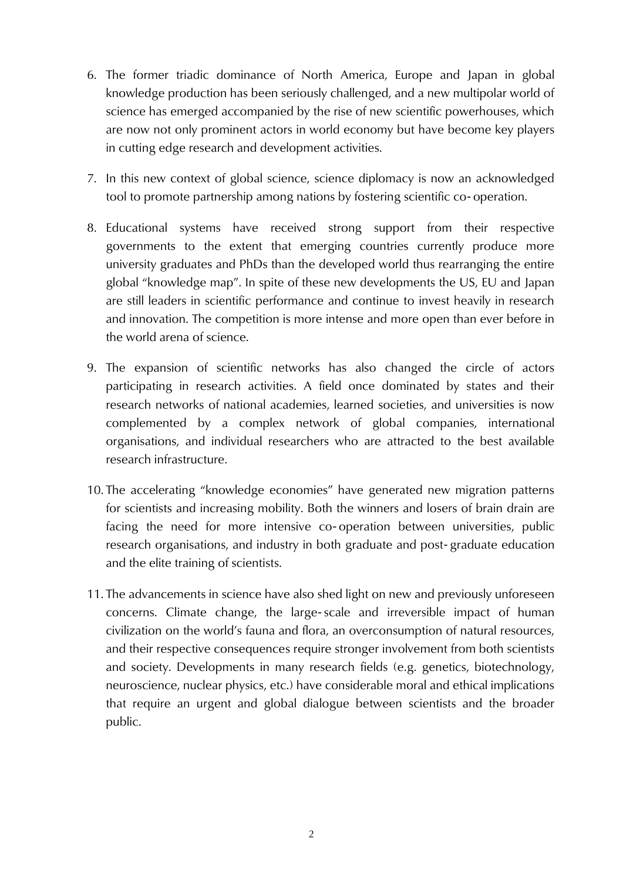6. The former triadic dominance of North America, Europe and Japan in global knowledge production has been seriously challenged, and a new multipolar world of science has emerged accompanied by the rise of new scientific powerhouses, which are now not only prominent actors in world economy but have become key players in cutting edge research and development activities.

7. In this new context of global science, science diplomacy is now an acknowledged tool to promote partnership among nations by fostering scientific co-operation.

8. Educational systems have received strong support from their respective governments to the extent that emerging countries currently produce more university graduates and PhDs than the developed world thus rearranging the entire global "knowledge map". In spite of these new developments the US, EU and Japan are still leaders in scientific performance and continue to invest heavily in research and innovation. The competition is more intense and more open than ever before in the world arena of science.

9. The expansion of scientific networks has also changed the circle of actors participating in research activities. A field once dominated by states and their research networks of national academies, learned societies, and universities is now complemented by a complex network of global companies, international organisations, and individual researchers who are attracted to the best available research infrastructure.

10. The accelerating "knowledge economies" have generated new migration patterns for scientists and increasing mobility. Both the winners and losers of brain drain are facing the need for more intensive co-operation between universities, public research organisations, and industry in both graduate and post-graduate education and the elite training of scientists.

11. The advancements in science have also shed light on new and previously unforeseen concerns. Climate change, the large-scale and irreversible impact of human civilization on the world's fauna and flora, an overconsumption of natural resources, and their respective consequences require stronger involvement from both scientists and society. Developments in many research fields (e.g. genetics, biotechnology, neuroscience, nuclear physics, etc.) have considerable moral and ethical implications that require an urgent and global dialogue between scientists and the broader public.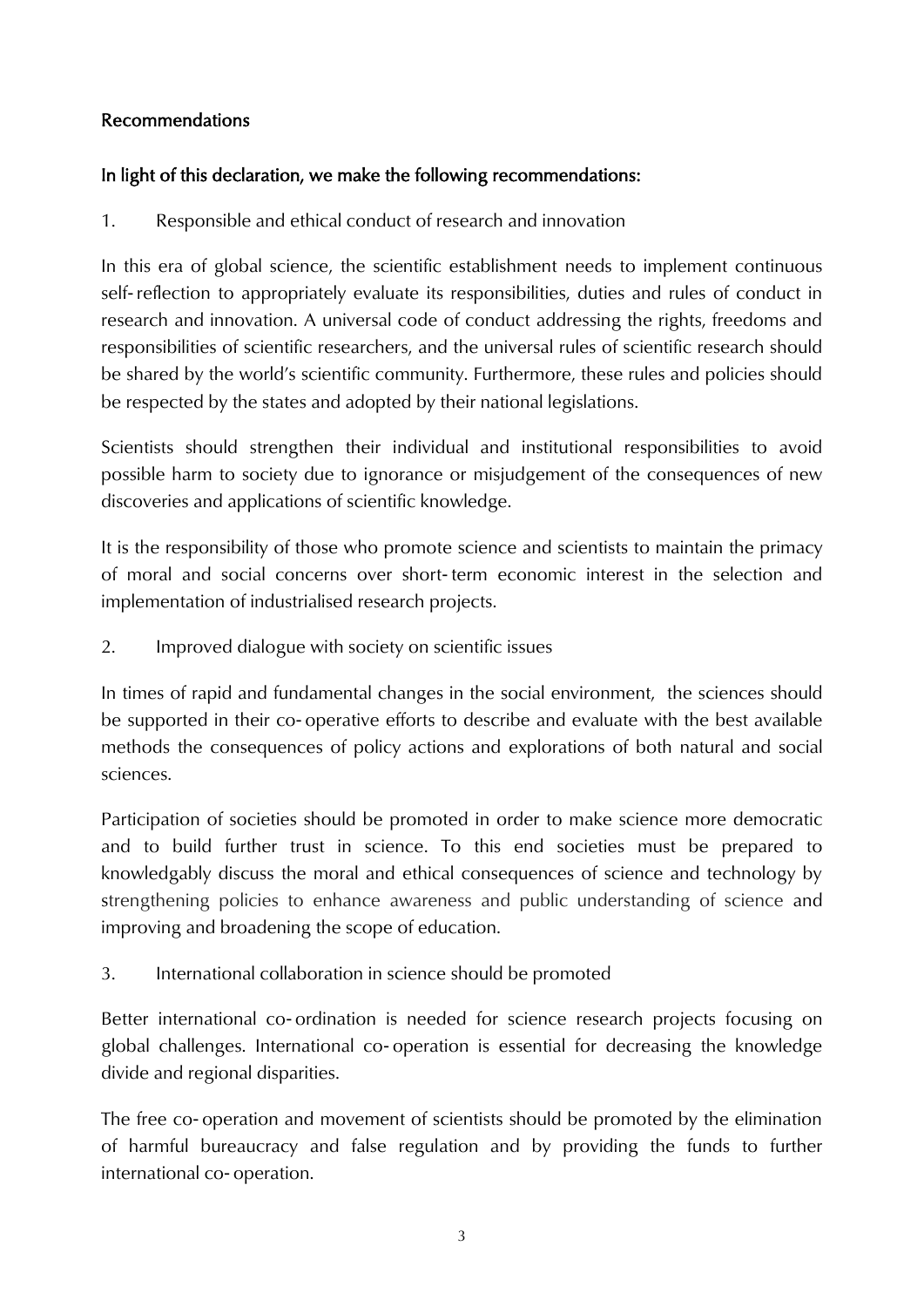## Recommendations

### In light of this declaration, we make the following recommendations:

1. Responsible and ethical conduct of research and innovation

In this era of global science, the scientific establishment needs to implement continuous self-reflection to appropriately evaluate its responsibilities, duties and rules of conduct in research and innovation. A universal code of conduct addressing the rights, freedoms and responsibilities of scientific researchers, and the universal rules of scientific research should be shared by the world's scientific community. Furthermore, these rules and policies should be respected by the states and adopted by their national legislations.

Scientists should strengthen their individual and institutional responsibilities to avoid possible harm to society due to ignorance or misjudgement of the consequences of new discoveries and applications of scientific knowledge.

It is the responsibility of those who promote science and scientists to maintain the primacy of moral and social concerns over short-term economic interest in the selection and implementation of industrialised research projects.

2. Improved dialogue with society on scientific issues

In times of rapid and fundamental changes in the social environment, the sciences should be supported in their co-operative efforts to describe and evaluate with the best available methods the consequences of policy actions and explorations of both natural and social sciences.

Participation of societies should be promoted in order to make science more democratic and to build further trust in science. To this end societies must be prepared to knowledgably discuss the moral and ethical consequences of science and technology by strengthening policies to enhance awareness and public understanding of science and improving and broadening the scope of education.

3. International collaboration in science should be promoted

Better international co-ordination is needed for science research projects focusing on global challenges. International co-operation is essential for decreasing the knowledge divide and regional disparities.

The free co-operation and movement of scientists should be promoted by the elimination of harmful bureaucracy and false regulation and by providing the funds to further international co-operation.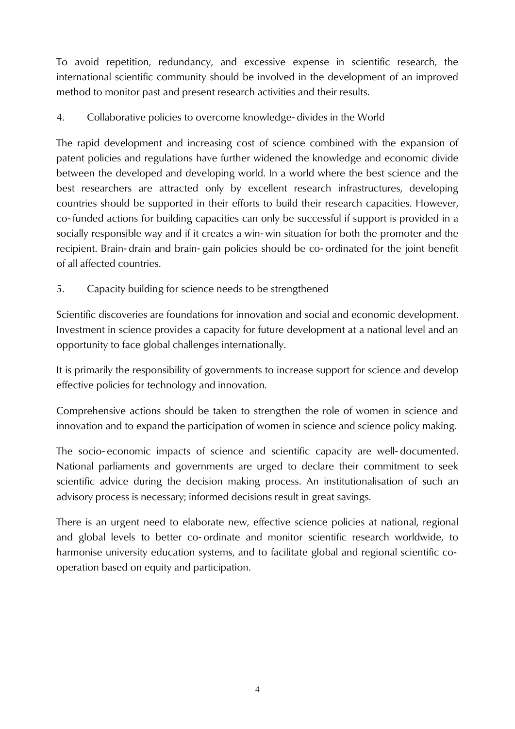To avoid repetition, redundancy, and excessive expense in scientific research, the international scientific community should be involved in the development of an improved method to monitor past and present research activities and their results.

## 4. Collaborative policies to overcome knowledge-divides in the World

The rapid development and increasing cost of science combined with the expansion of patent policies and regulations have further widened the knowledge and economic divide between the developed and developing world. In a world where the best science and the best researchers are attracted only by excellent research infrastructures, developing countries should be supported in their efforts to build their research capacities. However, co-funded actions for building capacities can only be successful if support is provided in a socially responsible way and if it creates a win-win situation for both the promoter and the recipient. Brain-drain and brain-gain policies should be co-ordinated for the joint benefit of all affected countries.

## 5. Capacity building for science needs to be strengthened

Scientific discoveries are foundations for innovation and social and economic development. Investment in science provides a capacity for future development at a national level and an opportunity to face global challenges internationally.

It is primarily the responsibility of governments to increase support for science and develop effective policies for technology and innovation.

Comprehensive actions should be taken to strengthen the role of women in science and innovation and to expand the participation of women in science and science policy making.

The socio-economic impacts of science and scientific capacity are well-documented. National parliaments and governments are urged to declare their commitment to seek scientific advice during the decision making process. An institutionalisation of such an advisory process is necessary; informed decisions result in great savings.

There is an urgent need to elaborate new, effective science policies at national, regional and global levels to better co-ordinate and monitor scientific research worldwide, to harmonise university education systems, and to facilitate global and regional scientific co-operation based on equity and participation.